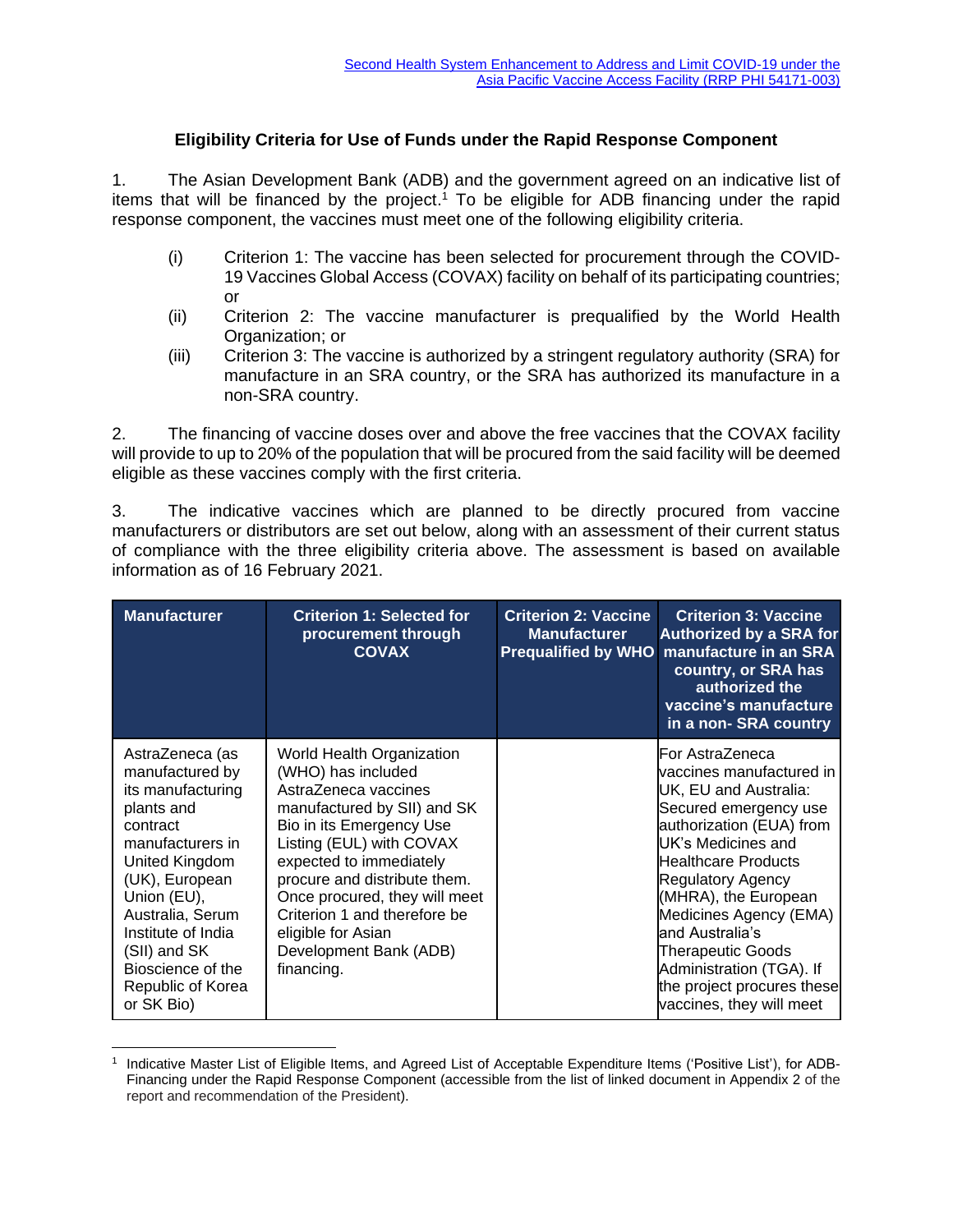Second Health System Enhancement to Address and Limit COVID-19 under the Asia Pacific Vaccine Access Facility (RRP PHI 54171-003)

## Eligibility Criteria for Use of Funds under the Rapid Response Component

1. The Asian Development Bank (ADB) and the government agreed on an indicative list of items that will be financed by the project.[1] To be eligible for ADB financing under the rapid response component, the vaccines must meet one of the following eligibility criteria.

(i) Criterion 1: The vaccine has been selected for procurement through the COVID-19 Vaccines Global Access (COVAX) facility on behalf of its participating countries; or

(ii) Criterion 2: The vaccine manufacturer is prequalified by the World Health Organization; or

(iii) Criterion 3: The vaccine is authorized by a stringent regulatory authority (SRA) for manufacture in an SRA country, or the SRA has authorized its manufacture in a non-SRA country.

2. The financing of vaccine doses over and above the free vaccines that the COVAX facility will provide to up to 20% of the population that will be procured from the said facility will be deemed eligible as these vaccines comply with the first criteria.

3. The indicative vaccines which are planned to be directly procured from vaccine manufacturers or distributors are set out below, along with an assessment of their current status of compliance with the three eligibility criteria above. The assessment is based on available information as of 16 February 2021.

| Manufacturer | Criterion 1: Selected for procurement through COVAX | Criterion 2: Vaccine Manufacturer Prequalified by WHO | Criterion 3: Vaccine Authorized by a SRA for manufacture in an SRA country, or SRA has authorized the vaccine's manufacture in a non- SRA country |
|---|---|---|---|
| AstraZeneca (as manufactured by its manufacturing plants and contract manufacturers in United Kingdom (UK), European Union (EU), Australia, Serum Institute of India (SII) and SK Bioscience of the Republic of Korea or SK Bio) | World Health Organization (WHO) has included AstraZeneca vaccines manufactured by SII) and SK Bio in its Emergency Use Listing (EUL) with COVAX expected to immediately procure and distribute them. Once procured, they will meet Criterion 1 and therefore be eligible for Asian Development Bank (ADB) financing. | | For AstraZeneca vaccines manufactured in UK, EU and Australia: Secured emergency use authorization (EUA) from UK's Medicines and Healthcare Products Regulatory Agency (MHRA), the European Medicines Agency (EMA) and Australia's Therapeutic Goods Administration (TGA). If the project procures these vaccines, they will meet |

[1] Indicative Master List of Eligible Items, and Agreed List of Acceptable Expenditure Items ('Positive List'), for ADB-Financing under the Rapid Response Component (accessible from the list of linked document in Appendix 2 of the report and recommendation of the President).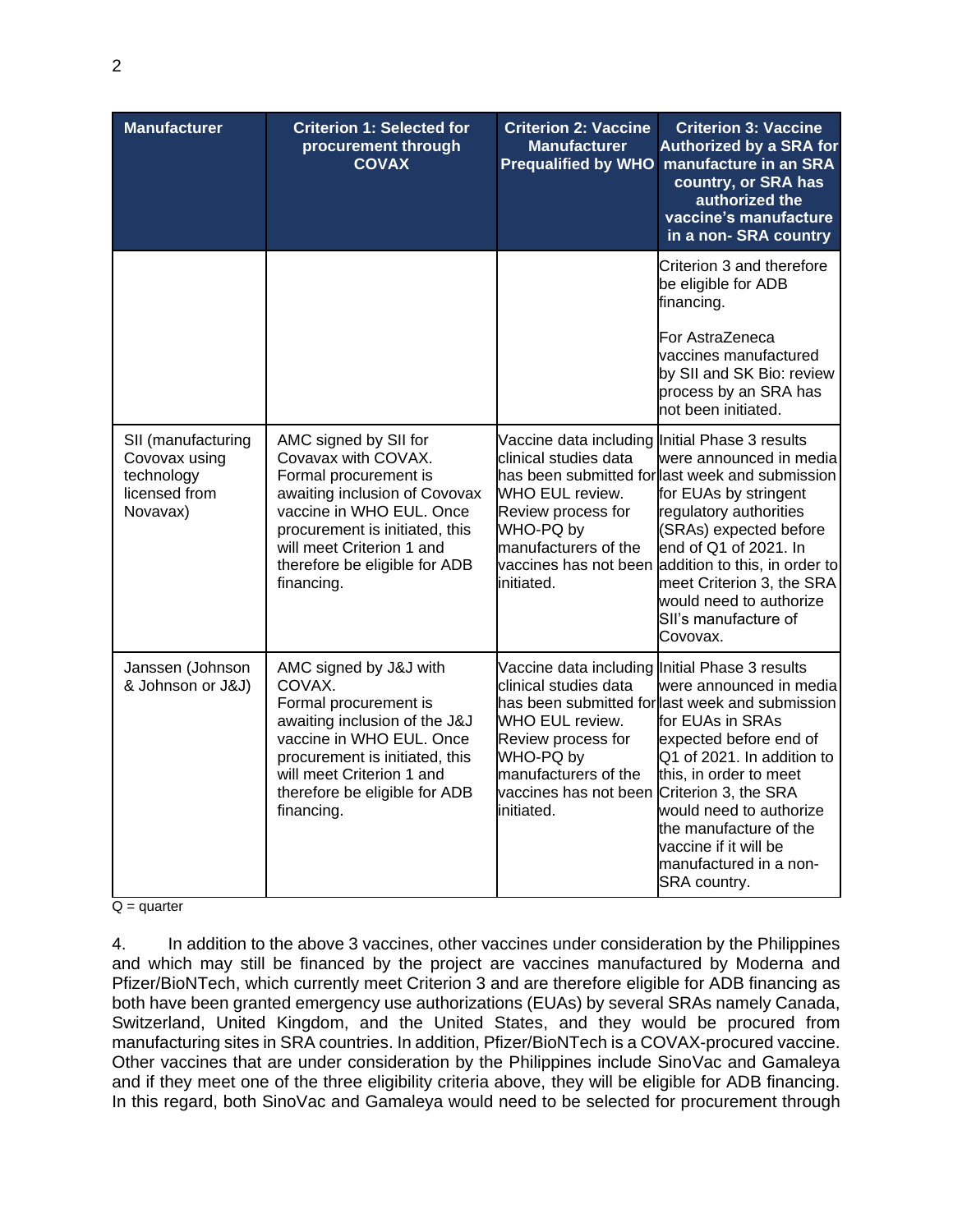| Manufacturer | Criterion 1: Selected for procurement through COVAX | Criterion 2: Vaccine Manufacturer Prequalified by WHO | Criterion 3: Vaccine Authorized by a SRA for manufacture in an SRA country, or SRA has authorized the vaccine's manufacture in a non- SRA country |
|---|---|---|---|
| | | | Criterion 3 and therefore be eligible for ADB financing.<br><br>For AstraZeneca vaccines manufactured by SII and SK Bio: review process by an SRA has not been initiated. |
| SII (manufacturing Covovax using technology licensed from Novavax) | AMC signed by SII for Covavax with COVAX. Formal procurement is awaiting inclusion of Covovax vaccine in WHO EUL. Once procurement is initiated, this will meet Criterion 1 and therefore be eligible for ADB financing. | Vaccine data including clinical studies data has been submitted for WHO EUL review. Review process for WHO-PQ by manufacturers of the vaccines has not been initiated. | Initial Phase 3 results were announced in media last week and submission for EUAs by stringent regulatory authorities (SRAs) expected before end of Q1 of 2021. In addition to this, in order to meet Criterion 3, the SRA would need to authorize SII's manufacture of Covovax. |
| Janssen (Johnson & Johnson or J&J) | AMC signed by J&J with COVAX. Formal procurement is awaiting inclusion of the J&J vaccine in WHO EUL. Once procurement is initiated, this will meet Criterion 1 and therefore be eligible for ADB financing. | Vaccine data including clinical studies data has been submitted for WHO EUL review. Review process for WHO-PQ by manufacturers of the vaccines has not been initiated. | Initial Phase 3 results were announced in media last week and submission for EUAs in SRAs expected before end of Q1 of 2021. In addition to this, in order to meet Criterion 3, the SRA would need to authorize the manufacture of the vaccine if it will be manufactured in a non-SRA country. |

Q = quarter

4. In addition to the above 3 vaccines, other vaccines under consideration by the Philippines and which may still be financed by the project are vaccines manufactured by Moderna and Pfizer/BioNTech, which currently meet Criterion 3 and are therefore eligible for ADB financing as both have been granted emergency use authorizations (EUAs) by several SRAs namely Canada, Switzerland, United Kingdom, and the United States, and they would be procured from manufacturing sites in SRA countries. In addition, Pfizer/BioNTech is a COVAX-procured vaccine. Other vaccines that are under consideration by the Philippines include SinoVac and Gamaleya and if they meet one of the three eligibility criteria above, they will be eligible for ADB financing. In this regard, both SinoVac and Gamaleya would need to be selected for procurement through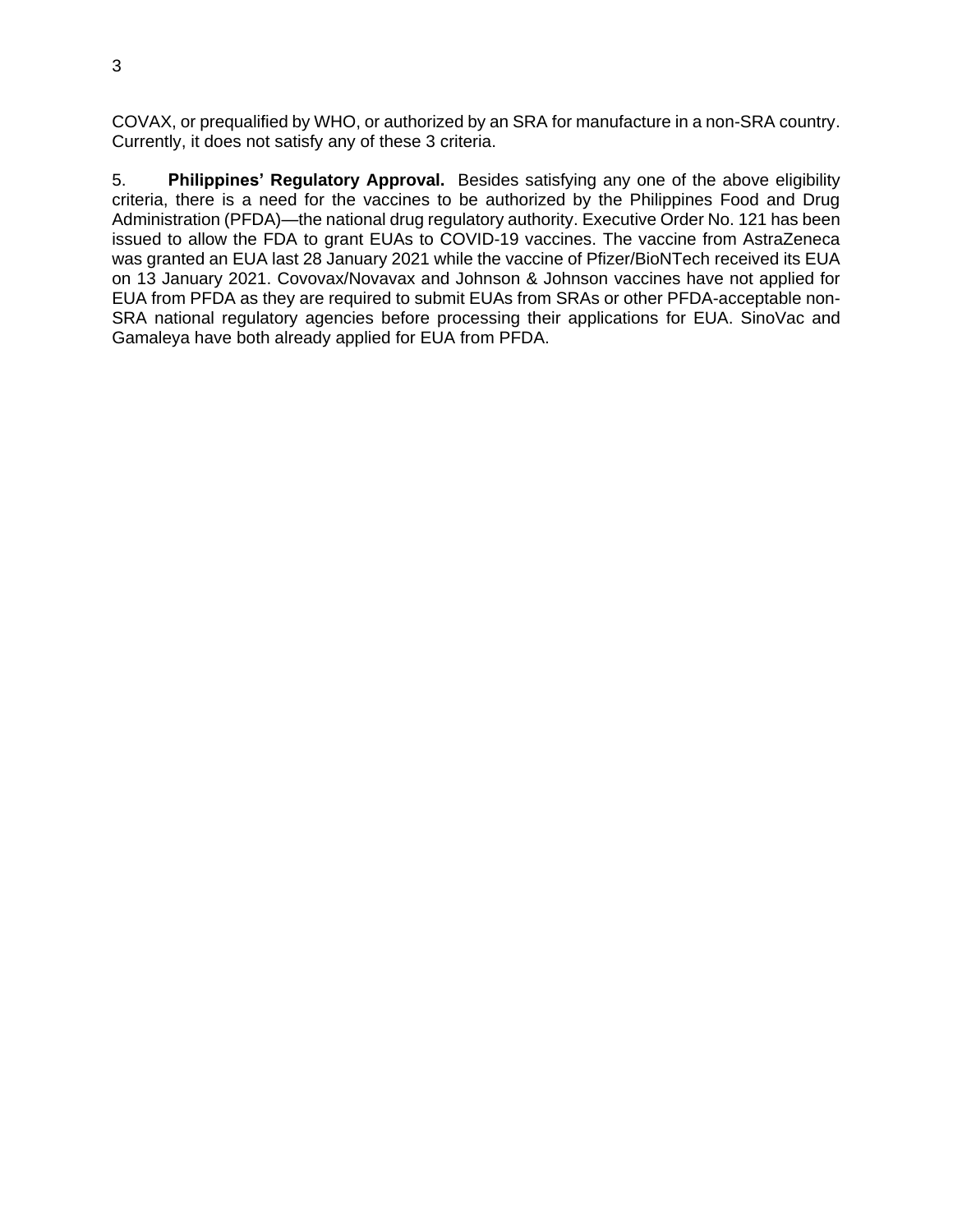COVAX, or prequalified by WHO, or authorized by an SRA for manufacture in a non-SRA country. Currently, it does not satisfy any of these 3 criteria.

5. **Philippines' Regulatory Approval.** Besides satisfying any one of the above eligibility criteria, there is a need for the vaccines to be authorized by the Philippines Food and Drug Administration (PFDA)—the national drug regulatory authority. Executive Order No. 121 has been issued to allow the FDA to grant EUAs to COVID-19 vaccines. The vaccine from AstraZeneca was granted an EUA last 28 January 2021 while the vaccine of Pfizer/BioNTech received its EUA on 13 January 2021. Covovax/Novavax and Johnson & Johnson vaccines have not applied for EUA from PFDA as they are required to submit EUAs from SRAs or other PFDA-acceptable non-SRA national regulatory agencies before processing their applications for EUA. SinoVac and Gamaleya have both already applied for EUA from PFDA.